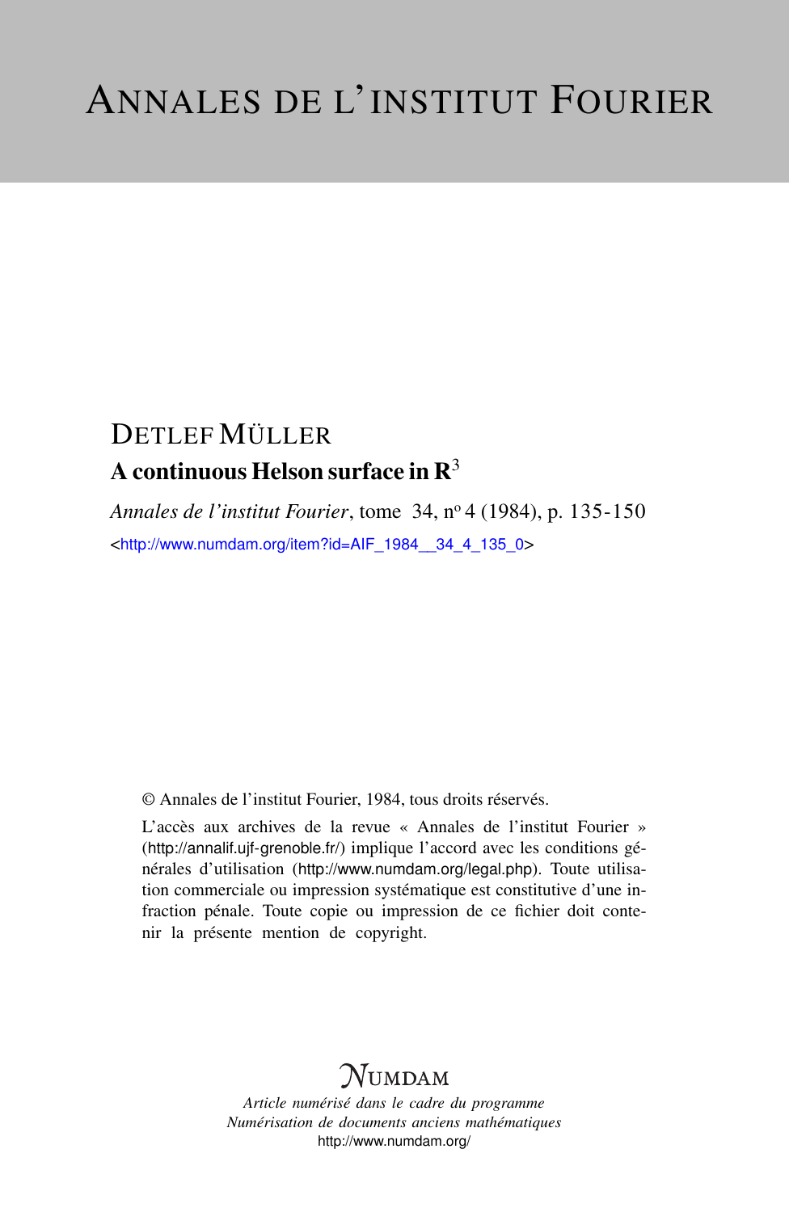# ANNALES DE L'INSTITUT FOURIER

DETLEF MÜLLER

## A continuous Helson surface in $\mathbf{R}^3$

*Annales de l'institut Fourier*, tome 34, nº 4 (1984), p. 135-150

<http://www.numdam.org/item?id=AIF_1984__34_4_135_0>

© Annales de l'institut Fourier, 1984, tous droits réservés.

L'accès aux archives de la revue « Annales de l'institut Fourier » (http://annalif.ujf-grenoble.fr/) implique l'accord avec les conditions générales d'utilisation (http://www.numdam.org/legal.php). Toute utilisation commerciale ou impression systématique est constitutive d'une infraction pénale. Toute copie ou impression de ce fichier doit contenir la présente mention de copyright.

NUMDAM

*Article numérisé dans le cadre du programme*
*Numérisation de documents anciens mathématiques*
http://www.numdam.org/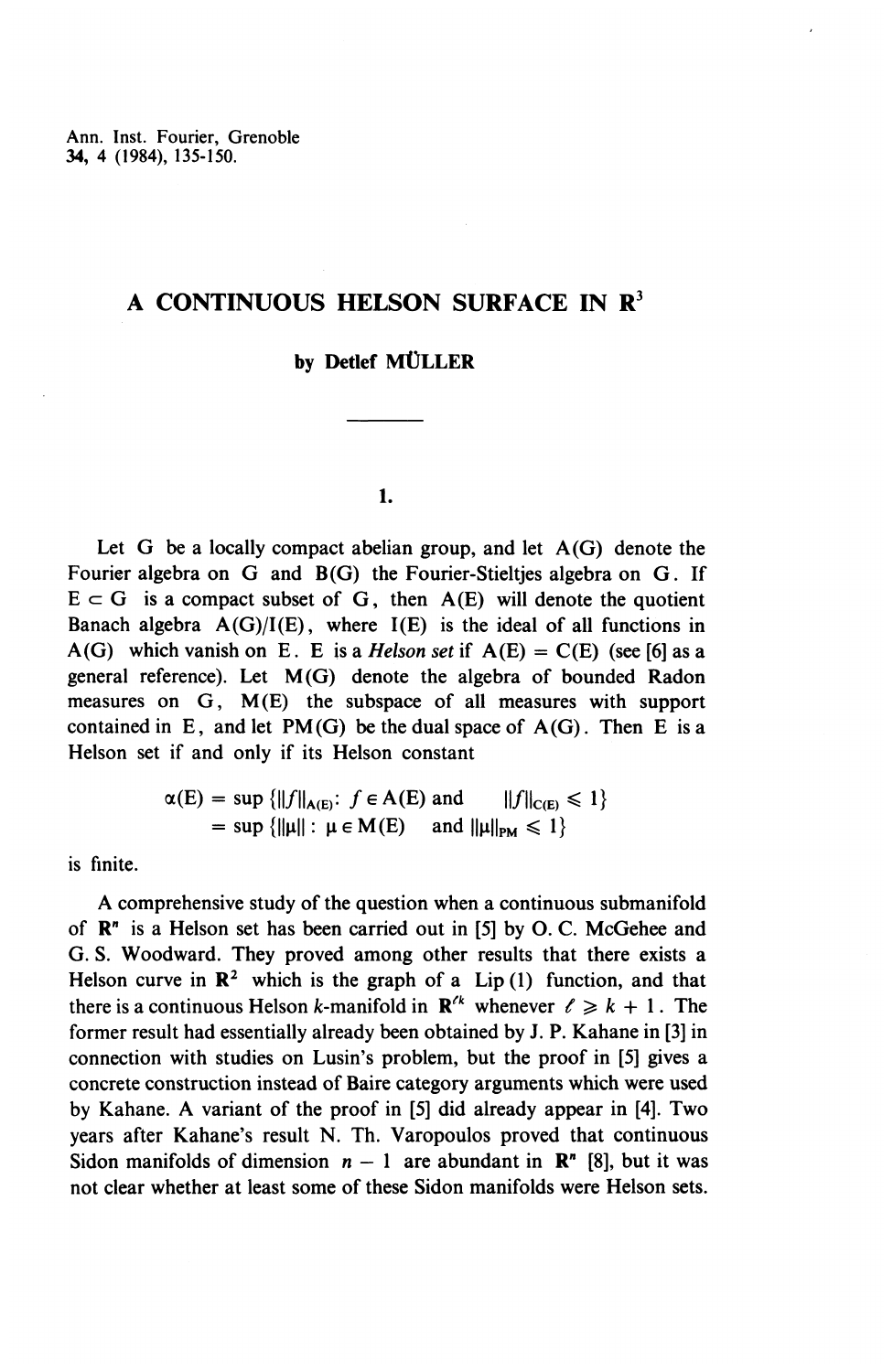Ann. Inst. Fourier, Grenoble
34, 4 (1984), 135-150.

# A CONTINUOUS HELSON SURFACE IN $\mathbf{R}^3$

**by Detlef MÜLLER**

## 1.

Let G be a locally compact abelian group, and let A(G) denote the Fourier algebra on G and B(G) the Fourier-Stieltjes algebra on G. If $E \subset G$ is a compact subset of G, then A(E) will denote the quotient Banach algebra A(G)/I(E), where I(E) is the ideal of all functions in A(G) which vanish on E. E is a *Helson set* if A(E) = C(E) (see [6] as a general reference). Let M(G) denote the algebra of bounded Radon measures on G, M(E) the subspace of all measures with support contained in E, and let PM(G) be the dual space of A(G). Then E is a Helson set if and only if its Helson constant

$$\begin{aligned}\alpha(E) &= \sup\{\|f\|_{A(E)} : f \in A(E) \text{ and } \|f\|_{C(E)} \leqslant 1\}\\ &= \sup\{\|\mu\| : \mu \in M(E) \text{ and } \|\mu\|_{PM} \leqslant 1\}\end{aligned}$$

is finite.

A comprehensive study of the question when a continuous submanifold of $\mathbf{R}^n$ is a Helson set has been carried out in [5] by O. C. McGehee and G. S. Woodward. They proved among other results that there exists a Helson curve in $\mathbf{R}^2$ which is the graph of a Lip (1) function, and that there is a continuous Helson $k$-manifold in $\mathbf{R}^{\ell k}$ whenever $\ell \geqslant k+1$. The former result had essentially already been obtained by J. P. Kahane in [3] in connection with studies on Lusin's problem, but the proof in [5] gives a concrete construction instead of Baire category arguments which were used by Kahane. A variant of the proof in [5] did already appear in [4]. Two years after Kahane's result N. Th. Varopoulos proved that continuous Sidon manifolds of dimension $n-1$ are abundant in $\mathbf{R}^n$ [8], but it was not clear whether at least some of these Sidon manifolds were Helson sets.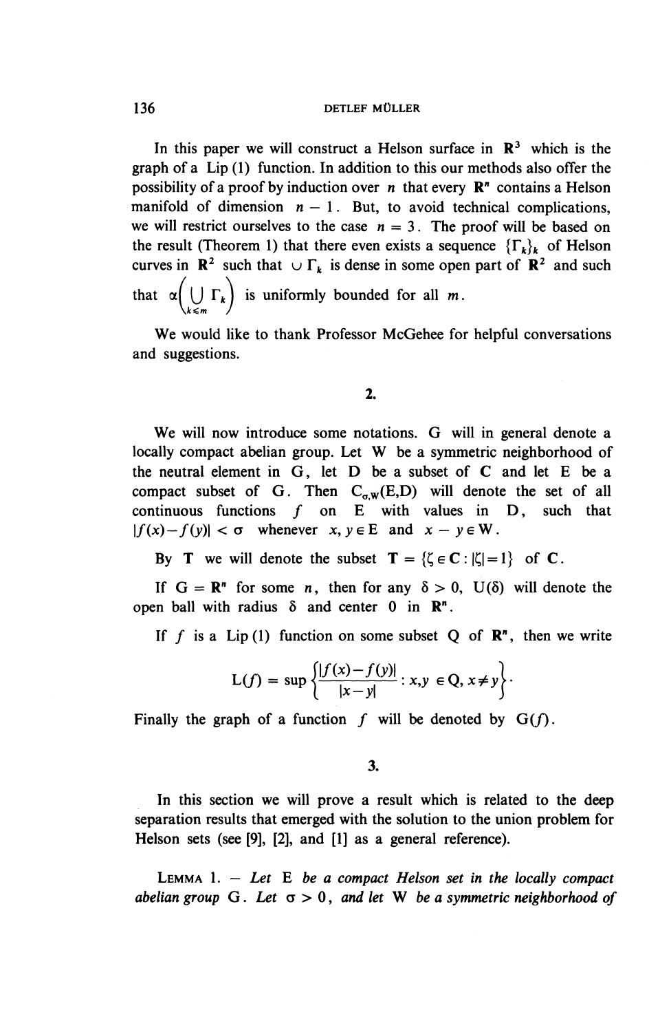In this paper we will construct a Helson surface in $\mathbf{R}^3$ which is the graph of a Lip (1) function. In addition to this our methods also offer the possibility of a proof by induction over $n$ that every $\mathbf{R}^n$ contains a Helson manifold of dimension $n-1$. But, to avoid technical complications, we will restrict ourselves to the case $n = 3$. The proof will be based on the result (Theorem 1) that there even exists a sequence $\{\Gamma_k\}_k$ of Helson curves in $\mathbf{R}^2$ such that $\cup\, \Gamma_k$ is dense in some open part of $\mathbf{R}^2$ and such that $\alpha\left(\bigcup_{k \leq m} \Gamma_k\right)$ is uniformly bounded for all $m$.

We would like to thank Professor McGehee for helpful conversations and suggestions.

## 2.

We will now introduce some notations. G will in general denote a locally compact abelian group. Let W be a symmetric neighborhood of the neutral element in G, let D be a subset of $\mathbf{C}$ and let E be a compact subset of G. Then $C_{\sigma,W}(E,D)$ will denote the set of all continuous functions $f$ on E with values in D, such that $|f(x)-f(y)| < \sigma$ whenever $x, y \in E$ and $x - y \in W$.

By $\mathbf{T}$ we will denote the subset $\mathbf{T} = \{\zeta \in \mathbf{C} : |\zeta| = 1\}$ of $\mathbf{C}$.

If $G = \mathbf{R}^n$ for some $n$, then for any $\delta > 0$, $U(\delta)$ will denote the open ball with radius $\delta$ and center 0 in $\mathbf{R}^n$.

If $f$ is a Lip (1) function on some subset Q of $\mathbf{R}^n$, then we write

$$L(f) = \sup\left\{\frac{|f(x)-f(y)|}{|x-y|} : x,y \in Q, x \neq y\right\}.$$

Finally the graph of a function $f$ will be denoted by $G(f)$.

## 3.

In this section we will prove a result which is related to the deep separation results that emerged with the solution to the union problem for Helson sets (see [9], [2], and [1] as a general reference).

LEMMA 1. — *Let E be a compact Helson set in the locally compact abelian group G. Let $\sigma > 0$, and let W be a symmetric neighborhood of*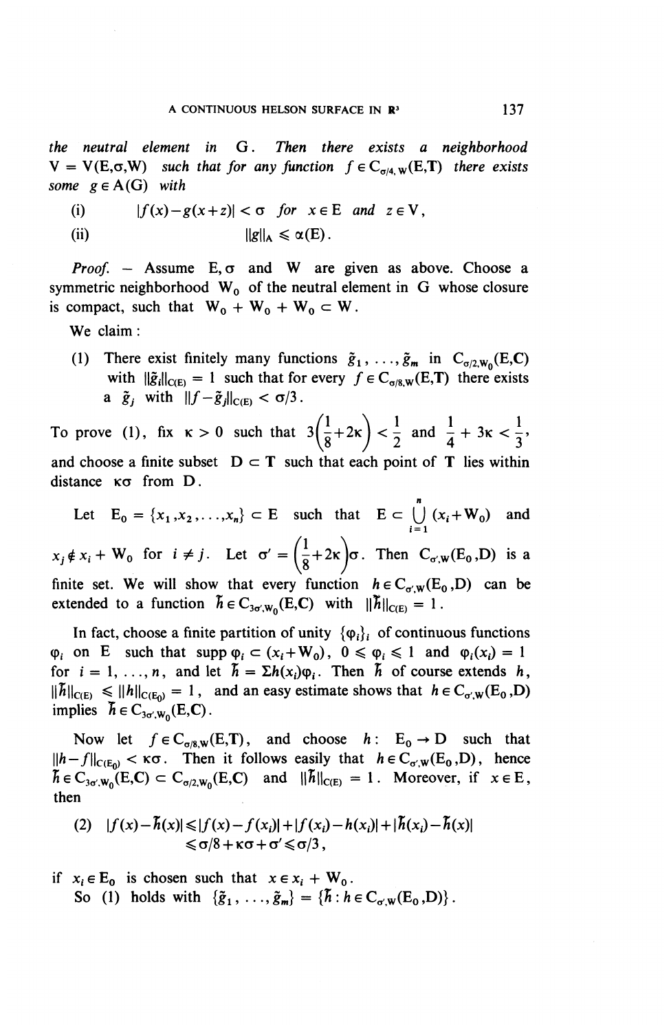*the neutral element in G. Then there exists a neighborhood* $V = V(E,\sigma,W)$ *such that for any function* $f \in C_{\sigma/4,W}(E,\mathbf{T})$ *there exists some* $g \in A(G)$ *with*

(i) $$|f(x) - g(x+z)| < \sigma \quad \text{for } x \in E \text{ and } z \in V,$$

(ii) $$\|g\|_A \leqslant \alpha(E).$$

*Proof.* – Assume $E, \sigma$ and $W$ are given as above. Choose a symmetric neighborhood $W_0$ of the neutral element in $G$ whose closure is compact, such that $W_0 + W_0 + W_0 \subset W$.

We claim :

(1) There exist finitely many functions $\tilde{g}_1, \ldots, \tilde{g}_m$ in $C_{\sigma/2,W_0}(E,\mathbf{C})$ with $\|\tilde{g}_i\|_{C(E)} = 1$ such that for every $f \in C_{\sigma/8,W}(E,\mathbf{T})$ there exists a $\tilde{g}_j$ with $\|f - \tilde{g}_j\|_{C(E)} < \sigma/3$.

To prove (1), fix $\kappa > 0$ such that $3\left(\frac{1}{8}+2\kappa\right) < \frac{1}{2}$ and $\frac{1}{4} + 3\kappa < \frac{1}{3}$, and choose a finite subset $D \subset \mathbf{T}$ such that each point of $\mathbf{T}$ lies within distance $\kappa\sigma$ from $D$.

Let $E_0 = \{x_1, x_2, \ldots, x_n\} \subset E$ such that $E \subset \bigcup_{i=1}^{n} (x_i + W_0)$ and $x_j \notin x_i + W_0$ for $i \neq j$. Let $\sigma' = \left(\frac{1}{8}+2\kappa\right)\sigma$. Then $C_{\sigma',W}(E_0,D)$ is a finite set. We will show that every function $h \in C_{\sigma',W}(E_0,D)$ can be extended to a function $\tilde{h} \in C_{3\sigma',W_0}(E,\mathbf{C})$ with $\|\tilde{h}\|_{C(E)} = 1$.

In fact, choose a finite partition of unity $\{\varphi_i\}_i$ of continuous functions $\varphi_i$ on $E$ such that $\operatorname{supp} \varphi_i \subset (x_i + W_0)$, $0 \leqslant \varphi_i \leqslant 1$ and $\varphi_i(x_i) = 1$ for $i = 1, \ldots, n$, and let $\tilde{h} = \Sigma h(x_i)\varphi_i$. Then $\tilde{h}$ of course extends $h$, $\|\tilde{h}\|_{C(E)} \leqslant \|h\|_{C(E_0)} = 1$, and an easy estimate shows that $h \in C_{\sigma',W}(E_0,D)$ implies $\tilde{h} \in C_{3\sigma',W_0}(E,\mathbf{C})$.

Now let $f \in C_{\sigma/8,W}(E,\mathbf{T})$, and choose $h : E_0 \to D$ such that $\|h - f\|_{C(E_0)} < \kappa\sigma$. Then it follows easily that $h \in C_{\sigma',W}(E_0,D)$, hence $\tilde{h} \in C_{3\sigma',W_0}(E,\mathbf{C}) \subset C_{\sigma/2,W_0}(E,\mathbf{C})$ and $\|\tilde{h}\|_{C(E)} = 1$. Moreover, if $x \in E$, then

$$(2) \quad |f(x) - \tilde{h}(x)| \leqslant |f(x) - f(x_i)| + |f(x_i) - h(x_i)| + |\tilde{h}(x_i) - \tilde{h}(x)| \leqslant \sigma/8 + \kappa\sigma + \sigma' \leqslant \sigma/3,$$

if $x_i \in E_0$ is chosen such that $x \in x_i + W_0$.

So (1) holds with $\{\tilde{g}_1, \ldots, \tilde{g}_m\} = \{\tilde{h} : h \in C_{\sigma',W}(E_0,D)\}$.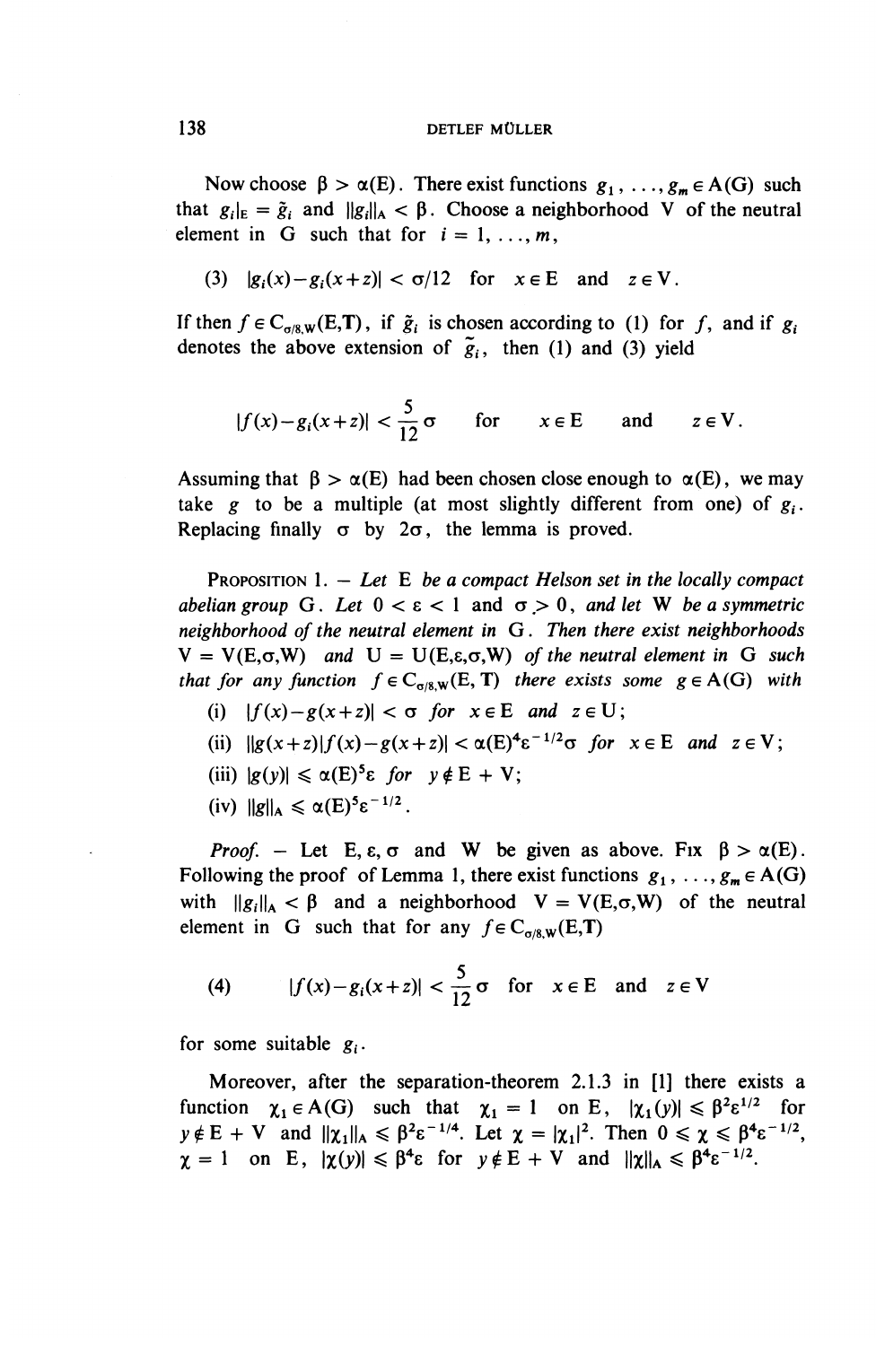Now choose $\beta > \alpha(E)$. There exist functions $g_1, \ldots, g_m \in A(G)$ such that $g_i|_E = \tilde{g}_i$ and $\|g_i\|_A < \beta$. Choose a neighborhood V of the neutral element in G such that for $i = 1, \ldots, m$,

(3) $|g_i(x) - g_i(x+z)| < \sigma/12$ for $x \in E$ and $z \in V$.

If then $f \in C_{\sigma/8,W}(E,T)$, if $\tilde{g}_i$ is chosen according to (1) for $f$, and if $g_i$ denotes the above extension of $\tilde{g}_i$, then (1) and (3) yield

$$|f(x) - g_i(x+z)| < \frac{5}{12}\sigma \quad \text{for} \quad x \in E \quad \text{and} \quad z \in V.$$

Assuming that $\beta > \alpha(E)$ had been chosen close enough to $\alpha(E)$, we may take $g$ to be a multiple (at most slightly different from one) of $g_i$. Replacing finally $\sigma$ by $2\sigma$, the lemma is proved.

Proposition 1. — *Let* E *be a compact Helson set in the locally compact abelian group* G. *Let* $0 < \varepsilon < 1$ *and* $\sigma > 0$, *and let* W *be a symmetric neighborhood of the neutral element in* G. *Then there exist neighborhoods* $V = V(E,\sigma,W)$ *and* $U = U(E,\varepsilon,\sigma,W)$ *of the neutral element in* G *such that for any function* $f \in C_{\sigma/8,W}(E,T)$ *there exists some* $g \in A(G)$ *with*

(i) $|f(x) - g(x+z)| < \sigma$ *for* $x \in E$ *and* $z \in U$;

(ii) $\|g(x+z)|f(x) - g(x+z)| < \alpha(E)^4\varepsilon^{-1/2}\sigma$ *for* $x \in E$ *and* $z \in V$;

(iii) $|g(y)| \leqslant \alpha(E)^5\varepsilon$ *for* $y \notin E + V$;

(iv) $\|g\|_A \leqslant \alpha(E)^5\varepsilon^{-1/2}$.

*Proof.* — Let E, $\varepsilon$, $\sigma$ and W be given as above. Fix $\beta > \alpha(E)$. Following the proof of Lemma 1, there exist functions $g_1, \ldots, g_m \in A(G)$ with $\|g_i\|_A < \beta$ and a neighborhood $V = V(E,\sigma,W)$ of the neutral element in G such that for any $f \in C_{\sigma/8,W}(E,T)$

$$(4) \qquad |f(x) - g_i(x+z)| < \frac{5}{12}\sigma \quad \text{for} \quad x \in E \quad \text{and} \quad z \in V$$

for some suitable $g_i$.

Moreover, after the separation-theorem 2.1.3 in [1] there exists a function $\chi_1 \in A(G)$ such that $\chi_1 = 1$ on E, $|\chi_1(y)| \leqslant \beta^2\varepsilon^{1/2}$ for $y \notin E + V$ and $\|\chi_1\|_A \leqslant \beta^2\varepsilon^{-1/4}$. Let $\chi = |\chi_1|^2$. Then $0 \leqslant \chi \leqslant \beta^4\varepsilon^{-1/2}$, $\chi = 1$ on E, $|\chi(y)| \leqslant \beta^4\varepsilon$ for $y \notin E + V$ and $\|\chi\|_A \leqslant \beta^4\varepsilon^{-1/2}$.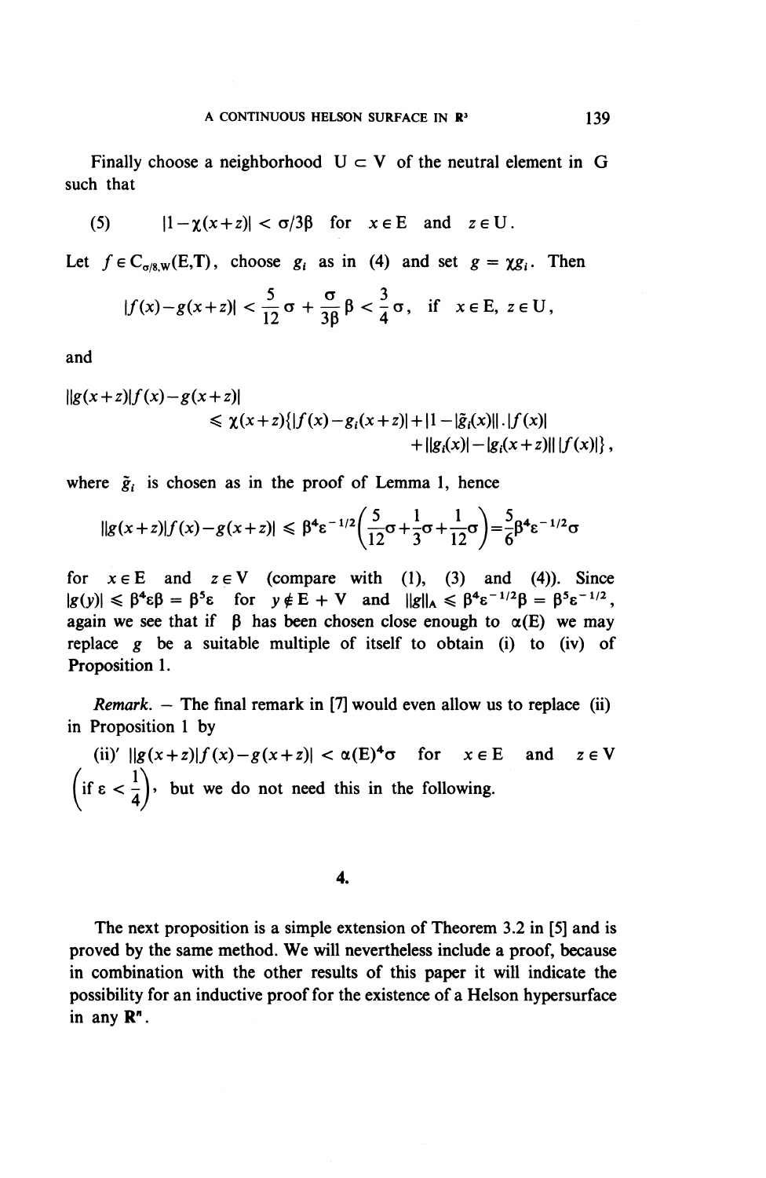Finally choose a neighborhood $U \subset V$ of the neutral element in $G$ such that

$$(5) \qquad |1-\chi(x+z)| < \sigma/3\beta \quad \text{for} \quad x \in E \quad \text{and} \quad z \in U.$$

Let $f \in C_{\sigma/8,W}(E,T)$, choose $g_i$ as in (4) and set $g = \chi g_i$. Then

$$|f(x)-g(x+z)| < \frac{5}{12}\sigma + \frac{\sigma}{3\beta}\beta < \frac{3}{4}\sigma, \quad \text{if} \quad x \in E, \ z \in U,$$

and

$$\begin{aligned} ||g(x+z)|f(x)-g(x+z)| &\leqslant \chi(x+z)\{|f(x)-g_i(x+z)|+|1-|\tilde{g}_i(x)||.|f(x)| \\ &\qquad + ||g_i(x)|-|g_i(x+z)|| \, |f(x)|\}, \end{aligned}$$

where $\tilde{g}_i$ is chosen as in the proof of Lemma 1, hence

$$||g(x+z)|f(x)-g(x+z)| \leqslant \beta^4\varepsilon^{-1/2}\left(\frac{5}{12}\sigma+\frac{1}{3}\sigma+\frac{1}{12}\sigma\right)=\frac{5}{6}\beta^4\varepsilon^{-1/2}\sigma$$

for $x \in E$ and $z \in V$ (compare with (1), (3) and (4)). Since $|g(y)| \leqslant \beta^4\varepsilon\beta = \beta^5\varepsilon$ for $y \notin E + V$ and $\|g\|_A \leqslant \beta^4\varepsilon^{-1/2}\beta = \beta^5\varepsilon^{-1/2}$, again we see that if $\beta$ has been chosen close enough to $\alpha(E)$ we may replace $g$ be a suitable multiple of itself to obtain (i) to (iv) of Proposition 1.

*Remark.* – The final remark in [7] would even allow us to replace (ii) in Proposition 1 by

(ii)' $||g(x+z)|f(x)-g(x+z)| < \alpha(E)^4\sigma$ for $x \in E$ and $z \in V$ $\left(\text{if } \varepsilon < \frac{1}{4}\right)$, but we do not need this in the following.

## 4.

The next proposition is a simple extension of Theorem 3.2 in [5] and is proved by the same method. We will nevertheless include a proof, because in combination with the other results of this paper it will indicate the possibility for an inductive proof for the existence of a Helson hypersurface in any $\mathbf{R}^n$.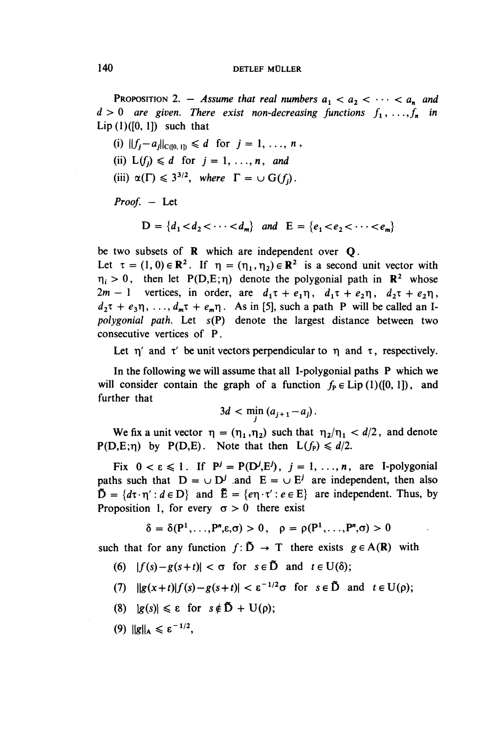**Proposition 2.** — *Assume that real numbers $a_1 < a_2 < \cdots < a_n$ and $d > 0$ are given. There exist non-decreasing functions $f_1, \ldots, f_n$ in $\mathrm{Lip}(1)([0, 1])$ such that*

(i) $\|f_j - a_j\|_{C([0,1])} \leqslant d$ for $j = 1, \ldots, n$,

(ii) $L(f_j) \leqslant d$ for $j = 1, \ldots, n$, *and*

(iii) $\alpha(\Gamma) \leqslant 3^{3/2}$, *where* $\Gamma = \cup G(f_j)$.

*Proof.* — Let

$$D = \{d_1 < d_2 < \cdots < d_m\} \quad \text{and} \quad E = \{e_1 < e_2 < \cdots < e_m\}$$

be two subsets of $\mathbf{R}$ which are independent over $\mathbf{Q}$.

Let $\tau = (1, 0) \in \mathbf{R}^2$. If $\eta = (\eta_1, \eta_2) \in \mathbf{R}^2$ is a second unit vector with $\eta_i > 0$, then let $P(D,E;\eta)$ denote the polygonial path in $\mathbf{R}^2$ whose $2m - 1$ vertices, in order, are $d_1\tau + e_1\eta$, $d_1\tau + e_2\eta$, $d_2\tau + e_2\eta$, $d_2\tau + e_3\eta, \ldots, d_m\tau + e_m\eta$. As in [5], such a path $P$ will be called an *I-polygonial path*. Let $s(P)$ denote the largest distance between two consecutive vertices of $P$.

Let $\eta'$ and $\tau'$ be unit vectors perpendicular to $\eta$ and $\tau$, respectively.

In the following we will assume that all I-polygonial paths $P$ which we will consider contain the graph of a function $f_P \in \mathrm{Lip}(1)([0, 1])$, and further that

$$3d < \min_j (a_{j+1} - a_j).$$

We fix a unit vector $\eta = (\eta_1, \eta_2)$ such that $\eta_2/\eta_1 < d/2$, and denote $P(D,E;\eta)$ by $P(D,E)$. Note that then $L(f_P) \leqslant d/2$.

Fix $0 < \varepsilon \leqslant 1$. If $P^j = P(D^j, E^j)$, $j = 1, \ldots, n$, are I-polygonial paths such that $D = \cup D^j$ and $E = \cup E^j$ are independent, then also $\tilde{D} = \{d\tau \cdot \eta' : d \in D\}$ and $\tilde{E} = \{e\eta \cdot \tau' : e \in E\}$ are independent. Thus, by Proposition 1, for every $\sigma > 0$ there exist

$$\delta = \delta(P^1, \ldots, P^n, \varepsilon, \sigma) > 0, \quad \rho = \rho(P^1, \ldots, P^n, \sigma) > 0$$

such that for any function $f : \tilde{D} \to \mathrm{T}$ there exists $g \in A(\mathbf{R})$ with

(6) $|f(s) - g(s+t)| < \sigma$ for $s \in \tilde{D}$ and $t \in U(\delta)$;

(7) $\|g(x+t)|f(s) - g(s+t)|\| < \varepsilon^{-1/2}\sigma$ for $s \in \tilde{D}$ and $t \in U(\rho)$;

(8) $|g(s)| \leqslant \varepsilon$ for $s \notin \tilde{D} + U(\rho)$;

(9) $\|g\|_A \leqslant \varepsilon^{-1/2}$,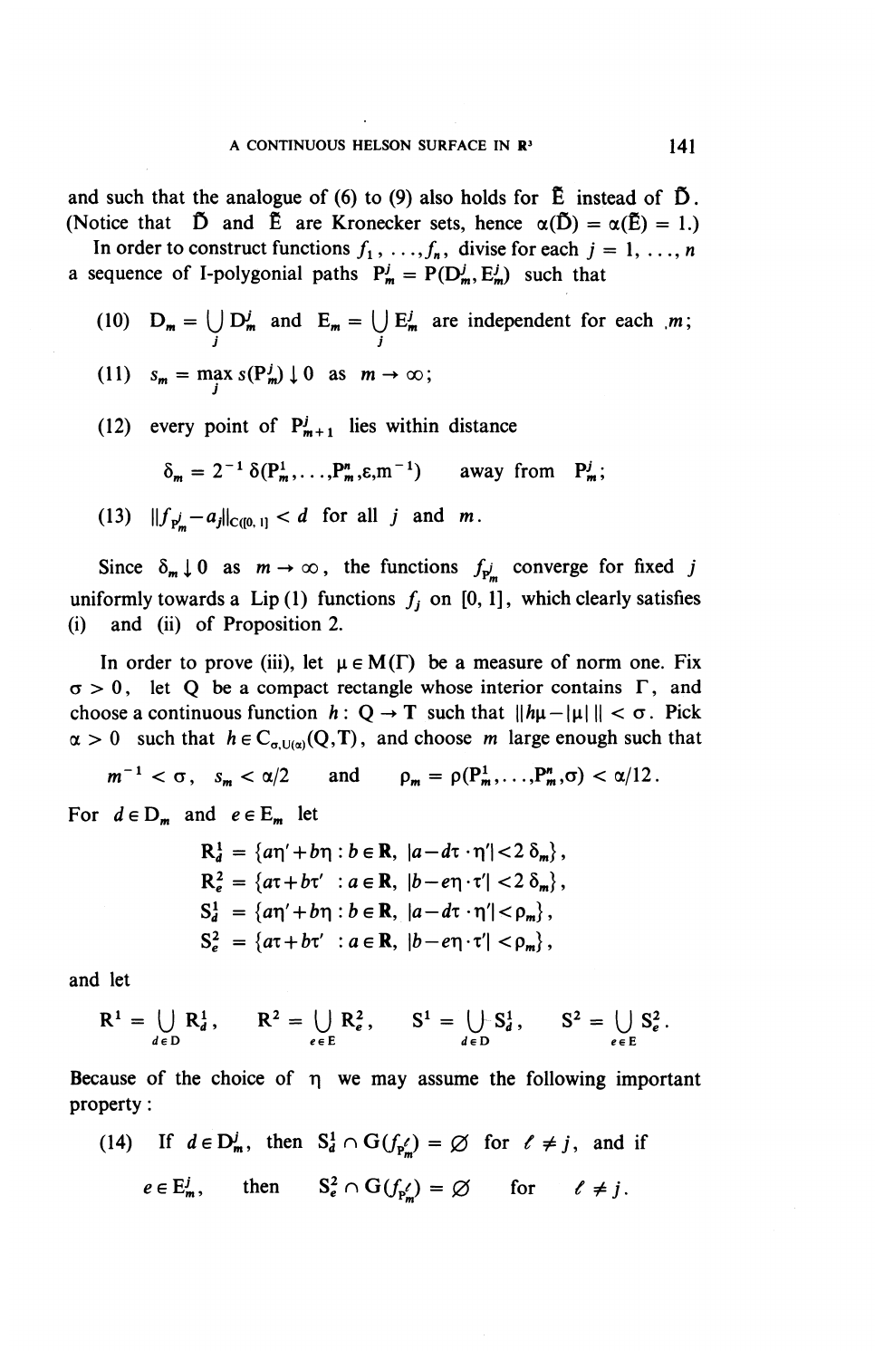and such that the analogue of (6) to (9) also holds for $\tilde{\mathrm{E}}$ instead of $\tilde{\mathrm{D}}$. (Notice that $\tilde{\mathrm{D}}$ and $\tilde{\mathrm{E}}$ are Kronecker sets, hence $\alpha(\tilde{\mathrm{D}}) = \alpha(\tilde{\mathrm{E}}) = 1$.)

In order to construct functions $f_1, \ldots, f_n$, divise for each $j = 1, \ldots, n$ a sequence of I-polygonial paths $\mathrm{P}_m^j = \mathrm{P}(\mathrm{D}_m^j, \mathrm{E}_m^j)$ such that

(10) $\mathrm{D}_m = \bigcup_j \mathrm{D}_m^j$ and $\mathrm{E}_m = \bigcup_j \mathrm{E}_m^j$ are independent for each $m$;

(11) $s_m = \max_j s(\mathrm{P}_m^j) \downarrow 0$ as $m \to \infty$;

(12) every point of $\mathrm{P}_{m+1}^j$ lies within distance

$$\delta_m = 2^{-1}\,\delta(\mathrm{P}_m^1, \ldots, \mathrm{P}_m^n, \varepsilon, m^{-1}) \qquad \text{away from } \mathrm{P}_m^j;$$

(13) $\|f_{\mathrm{P}_m^j} - a_j\|_{\mathrm{C}([0,1])} < d$ for all $j$ and $m$.

Since $\delta_m \downarrow 0$ as $m \to \infty$, the functions $f_{\mathrm{P}_m^j}$ converge for fixed $j$ uniformly towards a Lip (1) functions $f_j$ on $[0, 1]$, which clearly satisfies (i) and (ii) of Proposition 2.

In order to prove (iii), let $\mu \in \mathrm{M}(\Gamma)$ be a measure of norm one. Fix $\sigma > 0$, let Q be a compact rectangle whose interior contains $\Gamma$, and choose a continuous function $h : \mathrm{Q} \to \mathrm{T}$ such that $\|h\mu - |\mu|\,\| < \sigma$. Pick $\alpha > 0$ such that $h \in \mathrm{C}_{\sigma, \mathrm{U}(\alpha)}(\mathrm{Q}, \mathrm{T})$, and choose $m$ large enough such that

$$m^{-1} < \sigma, \quad s_m < \alpha/2 \quad \text{and} \quad \rho_m = \rho(\mathrm{P}_m^1, \ldots, \mathrm{P}_m^n, \sigma) < \alpha/12.$$

For $d \in \mathrm{D}_m$ and $e \in \mathrm{E}_m$ let

$$\begin{aligned}
\mathrm{R}_d^1 &= \{a\eta' + b\eta : b \in \mathbf{R},\ |a - d\tau \cdot \eta'| < 2\,\delta_m\},\\
\mathrm{R}_e^2 &= \{a\tau + b\tau' \ : a \in \mathbf{R},\ |b - e\eta \cdot \tau'| < 2\,\delta_m\},\\
\mathrm{S}_d^1 &= \{a\eta' + b\eta : b \in \mathbf{R},\ |a - d\tau \cdot \eta'| < \rho_m\},\\
\mathrm{S}_e^2 &= \{a\tau + b\tau' \ : a \in \mathbf{R},\ |b - e\eta \cdot \tau'| < \rho_m\},
\end{aligned}$$

and let

$$\mathrm{R}^1 = \bigcup_{d \in \mathrm{D}} \mathrm{R}_d^1, \qquad \mathrm{R}^2 = \bigcup_{e \in \mathrm{E}} \mathrm{R}_e^2, \qquad \mathrm{S}^1 = \bigcup_{d \in \mathrm{D}} \mathrm{S}_d^1, \qquad \mathrm{S}^2 = \bigcup_{e \in \mathrm{E}} \mathrm{S}_e^2.$$

Because of the choice of $\eta$ we may assume the following important property:

(14) If $d \in \mathrm{D}_m^j$, then $\mathrm{S}_d^1 \cap \mathrm{G}(f_{\mathrm{P}_m^\ell}) = \varnothing$ for $\ell \neq j$, and if $e \in \mathrm{E}_m^j$, then $\mathrm{S}_e^2 \cap \mathrm{G}(f_{\mathrm{P}_m^\ell}) = \varnothing$ for $\ell \neq j$.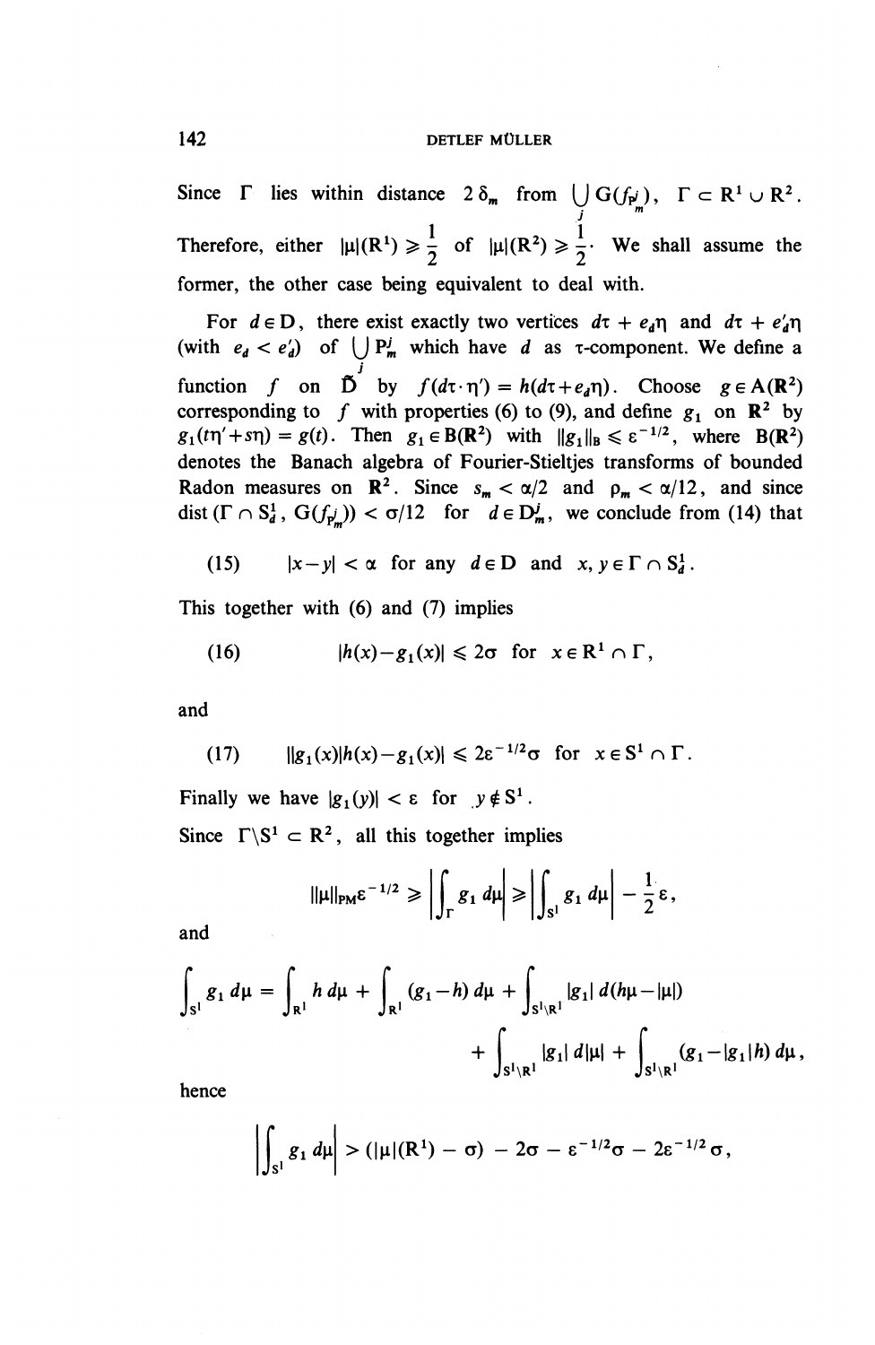Since $\Gamma$ lies within distance $2\,\delta_m$ from $\bigcup_j G(f_{P_m^j})$, $\Gamma \subset R^1 \cup R^2$. Therefore, either $|\mu|(R^1) \geqslant \frac{1}{2}$ of $|\mu|(R^2) \geqslant \frac{1}{2}$. We shall assume the former, the other case being equivalent to deal with.

For $d \in D$, there exist exactly two vertices $d\tau + e_d\eta$ and $d\tau + e'_d\eta$ (with $e_d < e'_d$) of $\bigcup_j P_m^j$ which have $d$ as $\tau$-component. We define a function $f$ on $\tilde{D}$ by $f(d\tau \cdot \eta') = h(d\tau + e_d\eta)$. Choose $g \in A(\mathbf{R}^2)$ corresponding to $f$ with properties (6) to (9), and define $g_1$ on $\mathbf{R}^2$ by $g_1(t\eta' + s\eta) = g(t)$. Then $g_1 \in B(\mathbf{R}^2)$ with $\|g_1\|_B \leqslant \varepsilon^{-1/2}$, where $B(\mathbf{R}^2)$ denotes the Banach algebra of Fourier-Stieltjes transforms of bounded Radon measures on $\mathbf{R}^2$. Since $s_m < \alpha/2$ and $\rho_m < \alpha/12$, and since $\operatorname{dist}(\Gamma \cap S_d^1, G(f_{P_m^j})) < \sigma/12$ for $d \in D_m^j$, we conclude from (14) that

$$(15) \qquad |x-y| < \alpha \text{ for any } d \in D \text{ and } x, y \in \Gamma \cap S_d^1.$$

This together with (6) and (7) implies

$$(16) \qquad |h(x) - g_1(x)| \leqslant 2\sigma \text{ for } x \in R^1 \cap \Gamma,$$

and

$$(17) \qquad \|g_1(x)|h(x) - g_1(x)| \leqslant 2\varepsilon^{-1/2}\sigma \text{ for } x \in S^1 \cap \Gamma.$$

Finally we have $|g_1(y)| < \varepsilon$ for $y \notin S^1$.

Since $\Gamma \backslash S^1 \subset R^2$, all this together implies

$$\|\mu\|_{PM}\varepsilon^{-1/2} \geqslant \left|\int_\Gamma g_1 \, d\mu\right| \geqslant \left|\int_{S^1} g_1 \, d\mu\right| - \frac{1}{2}\varepsilon,$$

and

$$\int_{S^1} g_1 \, d\mu = \int_{R^1} h \, d\mu + \int_{R^1} (g_1 - h) \, d\mu + \int_{S^1 \backslash R^1} |g_1| \, d(h\mu - |\mu|)$$
$$+ \int_{S^1 \backslash R^1} |g_1| \, d|\mu| + \int_{S^1 \backslash R^1} (g_1 - |g_1|h) \, d\mu,$$

hence

$$\left|\int_{S^1} g_1 \, d\mu\right| > (|\mu|(R^1) - \sigma) - 2\sigma - \varepsilon^{-1/2}\sigma - 2\varepsilon^{-1/2}\sigma,$$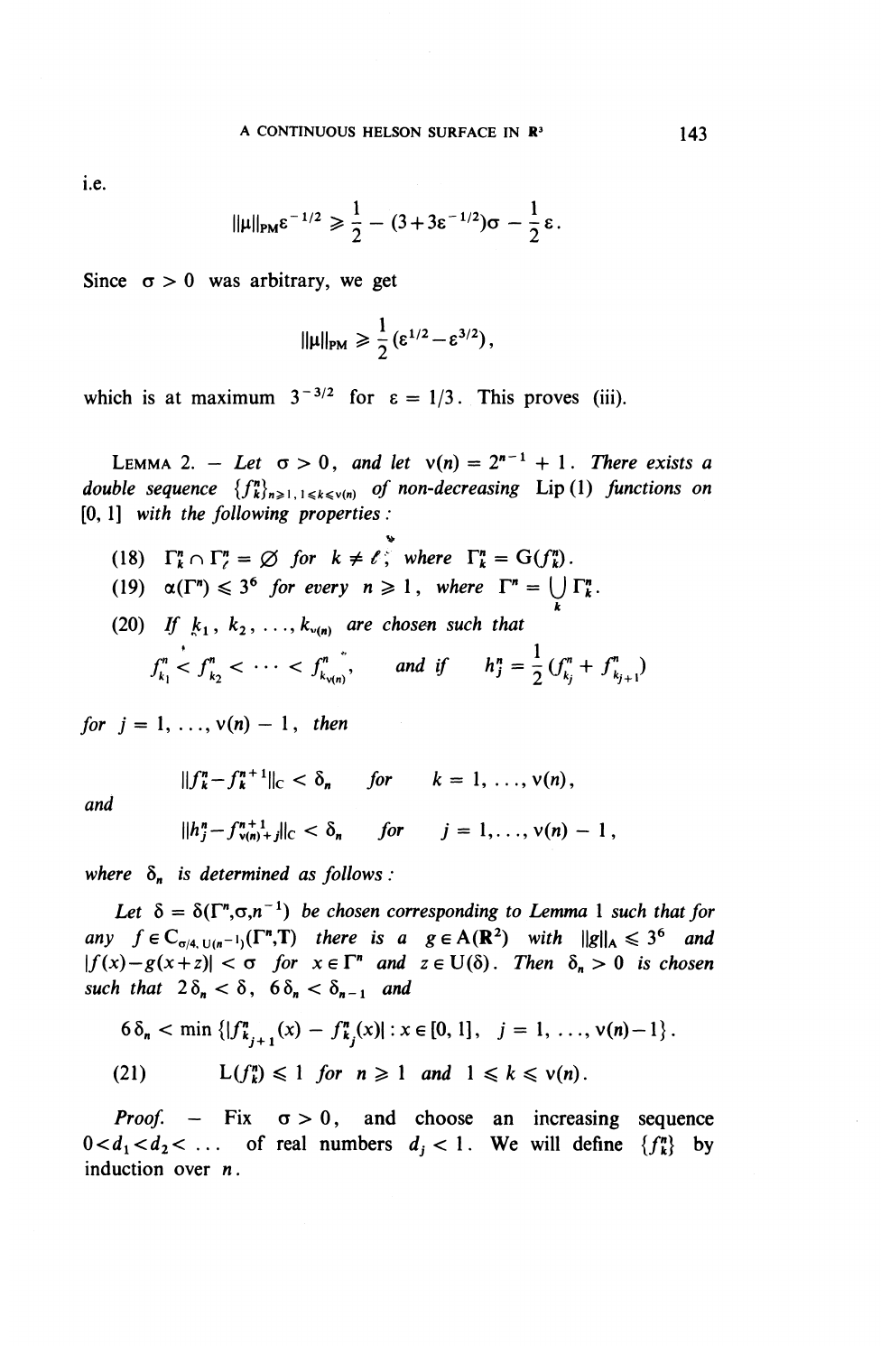i.e.

$$\|\mu\|_{PM}\varepsilon^{-1/2} \geqslant \frac{1}{2} - (3+3\varepsilon^{-1/2})\sigma - \frac{1}{2}\varepsilon .$$

Since $\sigma > 0$ was arbitrary, we get

$$\|\mu\|_{PM} \geqslant \frac{1}{2}(\varepsilon^{1/2} - \varepsilon^{3/2}),$$

which is at maximum $3^{-3/2}$ for $\varepsilon = 1/3$. This proves (iii).

LEMMA 2. — *Let $\sigma > 0$, and let $\nu(n) = 2^{n-1} + 1$. There exists a double sequence $\{f_k^n\}_{n\geqslant 1,\, 1\leqslant k \leqslant \nu(n)}$ of non-decreasing* Lip (1) *functions on* [0, 1] *with the following properties :*

(18) $\Gamma_k^n \cap \Gamma_\ell^n = \varnothing$ *for* $k \neq \ell$; *where* $\Gamma_k^n = G(f_k^n)$.

(19) $\alpha(\Gamma^n) \leqslant 3^6$ *for every* $n \geqslant 1$, *where* $\Gamma^n = \bigcup\limits_k \Gamma_k^n$.

(20) *If* $k_1, k_2, \ldots, k_{\nu(n)}$ *are chosen such that*

$$f_{k_1}^n < f_{k_2}^n < \cdots < f_{k_{\nu(n)}}^n, \qquad \text{and if} \qquad h_j^n = \frac{1}{2}(f_{k_j}^n + f_{k_{j+1}}^n)$$

*for* $j = 1, \ldots, \nu(n) - 1$, *then*

$$\|f_k^n - f_k^{n+1}\|_C < \delta_n \qquad \text{for} \qquad k = 1, \ldots, \nu(n),$$

*and*

$$\|h_j^n - f_{\nu(n)+j}^{n+1}\|_C < \delta_n \qquad \text{for} \qquad j = 1, \ldots, \nu(n) - 1,$$

*where $\delta_n$ is determined as follows :*

*Let $\delta = \delta(\Gamma^n, \sigma, n^{-1})$ be chosen corresponding to Lemma 1 such that for any $f \in C_{\sigma/4,\, U(n^{-1})}(\Gamma^n, T)$ there is a $g \in A(\mathbf{R}^2)$ with $\|g\|_A \leqslant 3^6$ and $|f(x) - g(x+z)| < \sigma$ for $x \in \Gamma^n$ and $z \in U(\delta)$. Then $\delta_n > 0$ is chosen such that $2\delta_n < \delta$, $6\delta_n < \delta_{n-1}$ and*

$$6\delta_n < \min\{|f_{k_{j+1}}^n(x) - f_{k_j}^n(x)| : x \in [0,1],\ j = 1, \ldots, \nu(n) - 1\}.$$

(21) $\qquad L(f_k^n) \leqslant 1$ *for* $n \geqslant 1$ *and* $1 \leqslant k \leqslant \nu(n)$.

*Proof.* — Fix $\sigma > 0$, and choose an increasing sequence $0 < d_1 < d_2 < \ldots$ of real numbers $d_j < 1$. We will define $\{f_k^n\}$ by induction over $n$.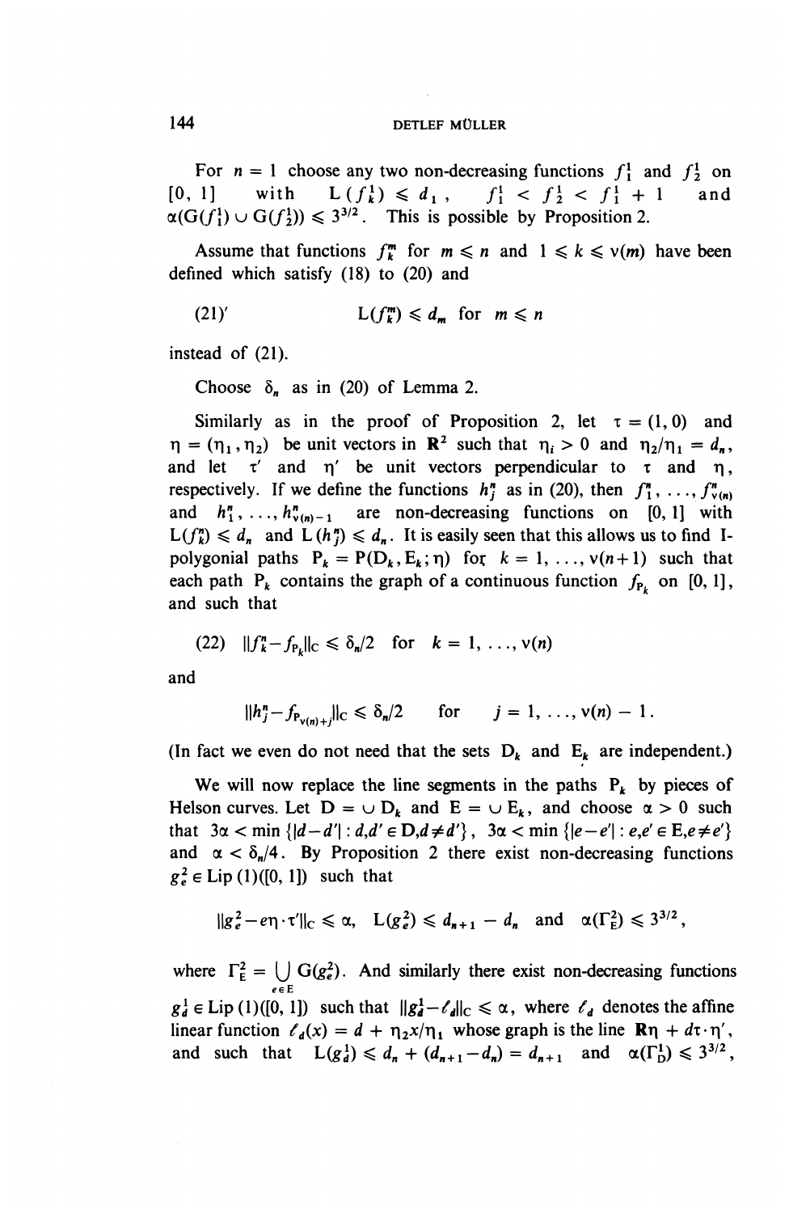For $n = 1$ choose any two non-decreasing functions $f_1^1$ and $f_2^1$ on $[0, 1]$ with $L(f_k^1) \leqslant d_1$, $f_1^1 < f_2^1 < f_1^1 + 1$ and $\alpha(G(f_1^1) \cup G(f_2^1)) \leqslant 3^{3/2}$. This is possible by Proposition 2.

Assume that functions $f_k^m$ for $m \leqslant n$ and $1 \leqslant k \leqslant \nu(m)$ have been defined which satisfy (18) to (20) and

$$\text{(21)}' \qquad L(f_k^m) \leqslant d_m \text{ for } m \leqslant n$$

instead of (21).

Choose $\delta_n$ as in (20) of Lemma 2.

Similarly as in the proof of Proposition 2, let $\tau = (1, 0)$ and $\eta = (\eta_1, \eta_2)$ be unit vectors in $\mathbf{R}^2$ such that $\eta_i > 0$ and $\eta_2/\eta_1 = d_n$, and let $\tau'$ and $\eta'$ be unit vectors perpendicular to $\tau$ and $\eta$, respectively. If we define the functions $h_j^n$ as in (20), then $f_1^n, \ldots, f_{\nu(n)}^n$ and $h_1^n, \ldots, h_{\nu(n)-1}^n$ are non-decreasing functions on $[0, 1]$ with $L(f_k^n) \leqslant d_n$ and $L(h_j^n) \leqslant d_n$. It is easily seen that this allows us to find I-polygonial paths $P_k = P(D_k, E_k; \eta)$ for $k = 1, \ldots, \nu(n+1)$ such that each path $P_k$ contains the graph of a continuous function $f_{P_k}$ on $[0, 1]$, and such that

$$\text{(22)} \quad \|f_k^n - f_{P_k}\|_C \leqslant \delta_n/2 \quad \text{for } k = 1, \ldots, \nu(n)$$

and

$$\|h_j^n - f_{P_{\nu(n)+j}}\|_C \leqslant \delta_n/2 \qquad \text{for} \quad j = 1, \ldots, \nu(n) - 1.$$

(In fact we even do not need that the sets $D_k$ and $E_k$ are independent.)

We will now replace the line segments in the paths $P_k$ by pieces of Helson curves. Let $D = \cup D_k$ and $E = \cup E_k$, and choose $\alpha > 0$ such that $3\alpha < \min\{|d - d'| : d, d' \in D, d \neq d'\}$, $3\alpha < \min\{|e - e'| : e, e' \in E, e \neq e'\}$ and $\alpha < \delta_n/4$. By Proposition 2 there exist non-decreasing functions $g_e^2 \in \mathrm{Lip}(1)([0, 1])$ such that

$$\|g_e^2 - e\eta \cdot \tau'\|_C \leqslant \alpha, \quad L(g_e^2) \leqslant d_{n+1} - d_n \quad \text{and} \quad \alpha(\Gamma_E^2) \leqslant 3^{3/2},$$

where $\Gamma_E^2 = \bigcup_{e \in E} G(g_e^2)$. And similarly there exist non-decreasing functions $g_d^1 \in \mathrm{Lip}(1)([0, 1])$ such that $\|g_d^1 - \ell_d\|_C \leqslant \alpha$, where $\ell_d$ denotes the affine linear function $\ell_d(x) = d + \eta_2 x/\eta_1$ whose graph is the line $\mathbf{R}\eta + d\tau \cdot \eta'$, and such that $L(g_d^1) \leqslant d_n + (d_{n+1} - d_n) = d_{n+1}$ and $\alpha(\Gamma_D^1) \leqslant 3^{3/2}$,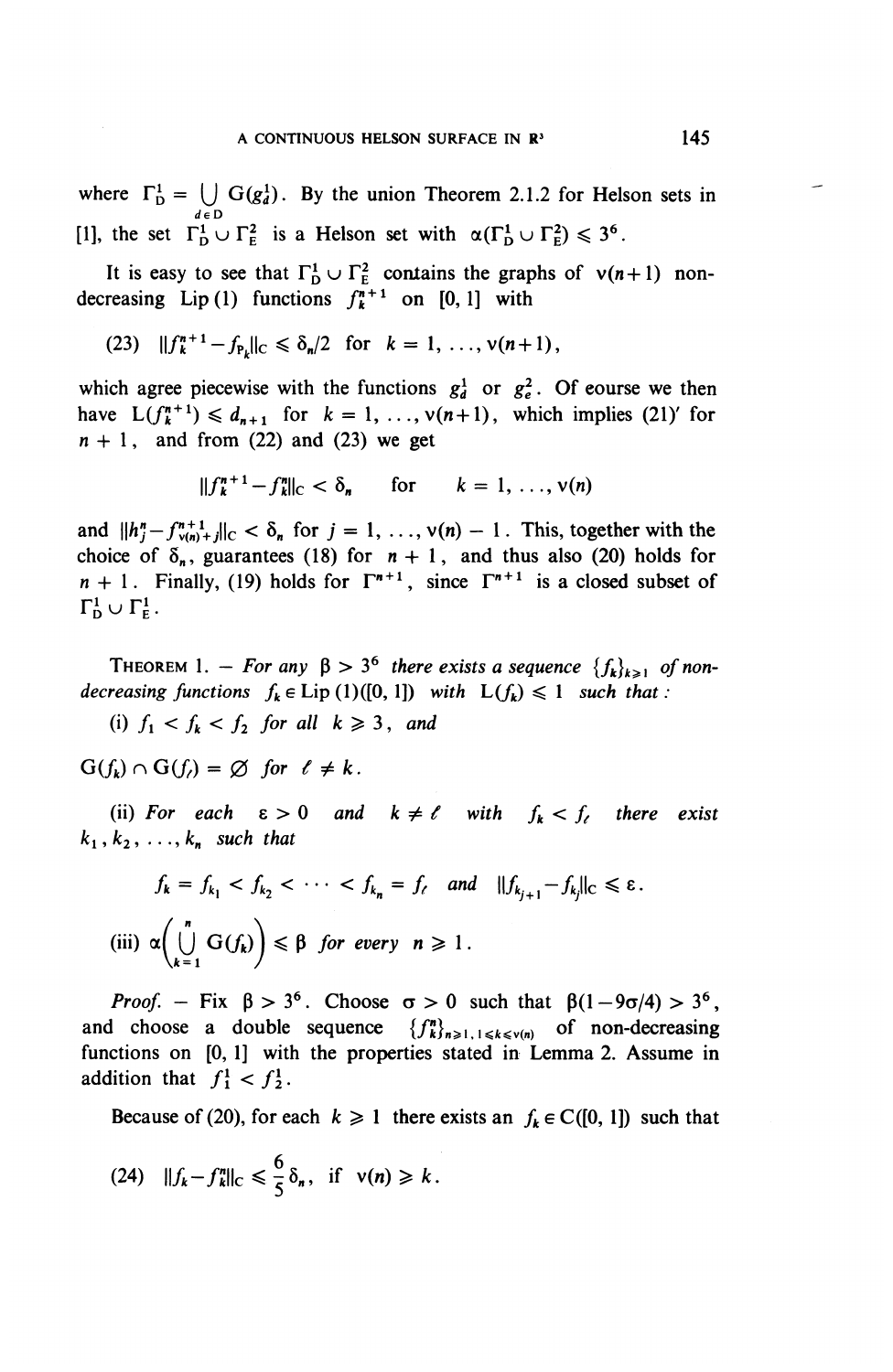where $\Gamma_D^1 = \bigcup_{d \in D} G(g_d^1)$. By the union Theorem 2.1.2 for Helson sets in [1], the set $\Gamma_D^1 \cup \Gamma_E^2$ is a Helson set with $\alpha(\Gamma_D^1 \cup \Gamma_E^2) \leqslant 3^6$.

It is easy to see that $\Gamma_D^1 \cup \Gamma_E^2$ contains the graphs of $\nu(n+1)$ non-decreasing Lip (1) functions $f_k^{n+1}$ on [0, 1] with

(23) $\|f_k^{n+1} - f_{P_k}\|_C \leqslant \delta_n/2$ for $k = 1, \ldots, \nu(n+1)$,

which agree piecewise with the functions $g_d^1$ or $g_e^2$. Of eourse we then have $L(f_k^{n+1}) \leqslant d_{n+1}$ for $k = 1, \ldots, \nu(n+1)$, which implies (21)′ for $n + 1$, and from (22) and (23) we get

$$\|f_k^{n+1} - f_k^n\|_C < \delta_n \quad \text{for} \quad k = 1, \ldots, \nu(n)$$

and $\|h_j^n - f_{\nu(n)+j}^{n+1}\|_C < \delta_n$ for $j = 1, \ldots, \nu(n) - 1$. This, together with the choice of $\delta_n$, guarantees (18) for $n + 1$, and thus also (20) holds for $n + 1$. Finally, (19) holds for $\Gamma^{n+1}$, since $\Gamma^{n+1}$ is a closed subset of $\Gamma_D^1 \cup \Gamma_E^1$.

THEOREM 1. — *For any $\beta > 3^6$ there exists a sequence $\{f_k\}_{k \geqslant 1}$ of non-decreasing functions $f_k \in \mathrm{Lip}\,(1)([0, 1])$ with $L(f_k) \leqslant 1$ such that :*

(i) *$f_1 < f_k < f_2$ for all $k \geqslant 3$, and*

*$G(f_k) \cap G(f_\ell) = \varnothing$ for $\ell \neq k$.*

(ii) *For each $\varepsilon > 0$ and $k \neq \ell$ with $f_k < f_\ell$ there exist $k_1, k_2, \ldots, k_n$ such that*

$$f_k = f_{k_1} < f_{k_2} < \cdots < f_{k_n} = f_\ell \quad \text{and} \quad \|f_{k_{j+1}} - f_{k_j}\|_C \leqslant \varepsilon.$$

(iii) *$\alpha\left(\bigcup_{k=1}^{n} G(f_k)\right) \leqslant \beta$ for every $n \geqslant 1$.*

*Proof.* — Fix $\beta > 3^6$. Choose $\sigma > 0$ such that $\beta(1 - 9\sigma/4) > 3^6$, and choose a double sequence $\{f_k^n\}_{n \geqslant 1, 1 \leqslant k \leqslant \nu(n)}$ of non-decreasing functions on [0, 1] with the properties stated in Lemma 2. Assume in addition that $f_1^1 < f_2^1$.

Because of (20), for each $k \geqslant 1$ there exists an $f_k \in C([0, 1])$ such that

(24) $\|f_k - f_k^n\|_C \leqslant \frac{6}{5}\delta_n$, if $\nu(n) \geqslant k$.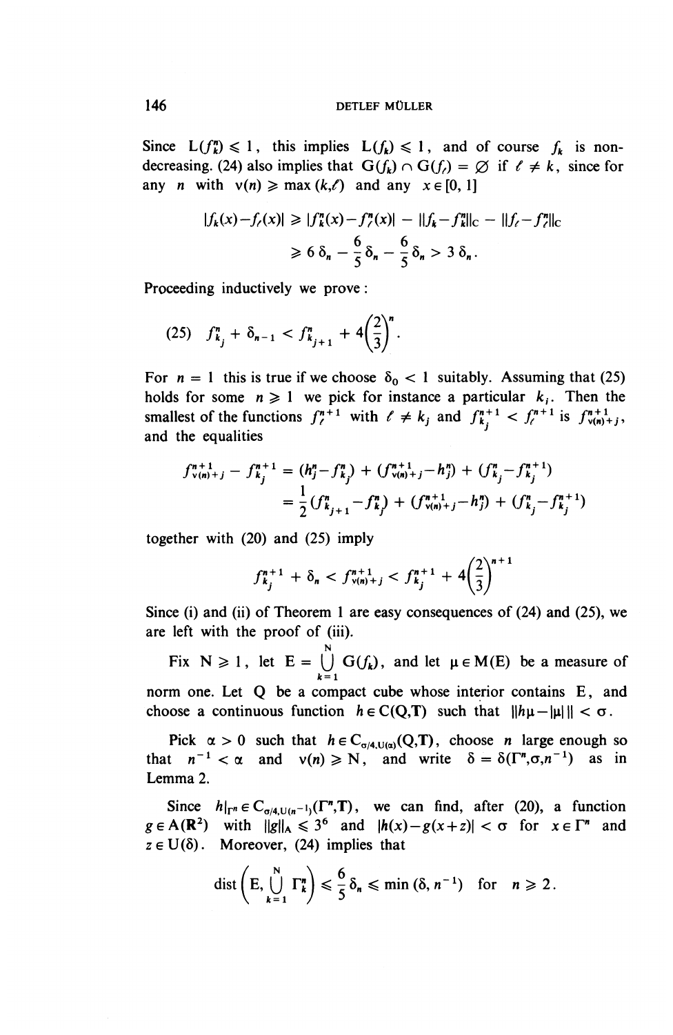Since $L(f_k^n) \leqslant 1$, this implies $L(f_k) \leqslant 1$, and of course $f_k$ is non-decreasing. (24) also implies that $G(f_k) \cap G(f_\ell) = \emptyset$ if $\ell \neq k$, since for any $n$ with $\nu(n) \geqslant \max(k,\ell)$ and any $x \in [0, 1]$

$$|f_k(x) - f_\ell(x)| \geqslant |f_k^n(x) - f_\ell^n(x)| - \|f_k - f_k^n\|_C - \|f_\ell - f_\ell^n\|_C$$
$$\geqslant 6\,\delta_n - \frac{6}{5}\delta_n - \frac{6}{5}\delta_n > 3\,\delta_n.$$

Proceeding inductively we prove:

$$(25)\quad f_{k_j}^n + \delta_{n-1} < f_{k_{j+1}}^n + 4\left(\frac{2}{3}\right)^n.$$

For $n = 1$ this is true if we choose $\delta_0 < 1$ suitably. Assuming that (25) holds for some $n \geqslant 1$ we pick for instance a particular $k_j$. Then the smallest of the functions $f_\ell^{n+1}$ with $\ell \neq k_j$ and $f_{k_j}^{n+1} < f_\ell^{n+1}$ is $f_{\nu(n)+j}^{n+1}$, and the equalities

$$f_{\nu(n)+j}^{n+1} - f_{k_j}^{n+1} = (h_j^n - f_{k_j}^n) + (f_{\nu(n)+j}^{n+1} - h_j^n) + (f_{k_j}^n - f_{k_j}^{n+1})$$
$$= \frac{1}{2}(f_{k_{j+1}}^n - f_{k_j}^n) + (f_{\nu(n)+j}^{n+1} - h_j^n) + (f_{k_j}^n - f_{k_j}^{n+1})$$

together with (20) and (25) imply

$$f_{k_j}^{n+1} + \delta_n < f_{\nu(n)+j}^{n+1} < f_{k_j}^{n+1} + 4\left(\frac{2}{3}\right)^{n+1}$$

Since (i) and (ii) of Theorem 1 are easy consequences of (24) and (25), we are left with the proof of (iii).

Fix $N \geqslant 1$, let $E = \bigcup_{k=1}^{N} G(f_k)$, and let $\mu \in M(E)$ be a measure of norm one. Let $Q$ be a compact cube whose interior contains $E$, and choose a continuous function $h \in C(Q,T)$ such that $\|h\mu - |\mu|\,\| < \sigma$.

Pick $\alpha > 0$ such that $h \in C_{\sigma/4,U(\alpha)}(Q,T)$, choose $n$ large enough so that $n^{-1} < \alpha$ and $\nu(n) \geqslant N$, and write $\delta = \delta(\Gamma^n, \sigma, n^{-1})$ as in Lemma 2.

Since $h|_{\Gamma^n} \in C_{\sigma/4,U(n^{-1})}(\Gamma^n,T)$, we can find, after (20), a function $g \in A(\mathbf{R}^2)$ with $\|g\|_A \leqslant 3^6$ and $|h(x) - g(x+z)| < \sigma$ for $x \in \Gamma^n$ and $z \in U(\delta)$. Moreover, (24) implies that

$$\operatorname{dist}\left(E, \bigcup_{k=1}^{N} \Gamma_k^n\right) \leqslant \frac{6}{5}\delta_n \leqslant \min(\delta, n^{-1}) \quad \text{for} \quad n \geqslant 2.$$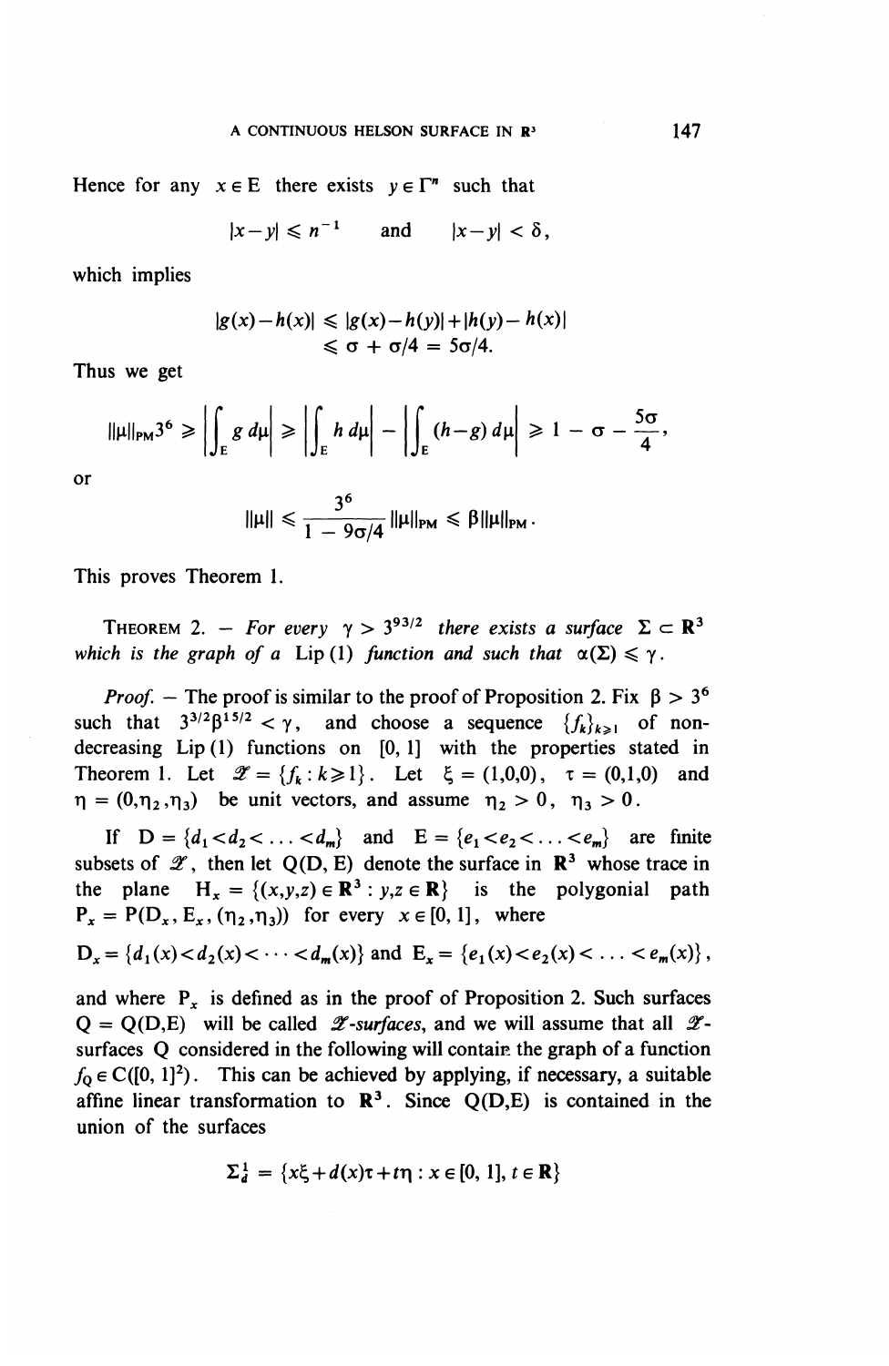Hence for any $x \in E$ there exists $y \in \Gamma^n$ such that

$$|x-y| \leqslant n^{-1} \quad \text{and} \quad |x-y| < \delta,$$

which implies

$$|g(x)-h(x)| \leqslant |g(x)-h(y)|+|h(y)-h(x)| \leqslant \sigma + \sigma/4 = 5\sigma/4.$$

Thus we get

$$\|\mu\|_{PM}3^6 \geqslant \left|\int_E g\, d\mu\right| \geqslant \left|\int_E h\, d\mu\right| - \left|\int_E (h-g)\, d\mu\right| \geqslant 1 - \sigma - \frac{5\sigma}{4},$$

or

$$\|\mu\| \leqslant \frac{3^6}{1-9\sigma/4}\|\mu\|_{PM} \leqslant \beta\|\mu\|_{PM}.$$

This proves Theorem 1.

THEOREM 2. — *For every $\gamma > 3^{93/2}$ there exists a surface $\Sigma \subset \mathbf{R}^3$ which is the graph of a* Lip (1) *function and such that $\alpha(\Sigma) \leqslant \gamma$.*

*Proof.* — The proof is similar to the proof of Proposition 2. Fix $\beta > 3^6$ such that $3^{3/2}\beta^{15/2} < \gamma$, and choose a sequence $\{f_k\}_{k\geqslant 1}$ of non-decreasing Lip (1) functions on $[0, 1]$ with the properties stated in Theorem 1. Let $\mathscr{L} = \{f_k : k \geqslant 1\}$. Let $\xi = (1,0,0)$, $\tau = (0,1,0)$ and $\eta = (0,\eta_2,\eta_3)$ be unit vectors, and assume $\eta_2 > 0$, $\eta_3 > 0$.

If $D = \{d_1 < d_2 < \ldots < d_m\}$ and $E = \{e_1 < e_2 < \ldots < e_m\}$ are finite subsets of $\mathscr{L}$, then let $Q(D, E)$ denote the surface in $\mathbf{R}^3$ whose trace in the plane $H_x = \{(x,y,z) \in \mathbf{R}^3 : y,z \in \mathbf{R}\}$ is the polygonial path $P_x = P(D_x, E_x, (\eta_2,\eta_3))$ for every $x \in [0, 1]$, where

$$D_x = \{d_1(x) < d_2(x) < \cdots < d_m(x)\} \text{ and } E_x = \{e_1(x) < e_2(x) < \ldots < e_m(x)\},$$

and where $P_x$ is defined as in the proof of Proposition 2. Such surfaces $Q = Q(D,E)$ will be called *$\mathscr{L}$-surfaces*, and we will assume that all $\mathscr{L}$-surfaces $Q$ considered in the following will contain the graph of a function $f_Q \in C([0, 1]^2)$. This can be achieved by applying, if necessary, a suitable affine linear transformation to $\mathbf{R}^3$. Since $Q(D,E)$ is contained in the union of the surfaces

$$\Sigma_d^1 = \{x\xi + d(x)\tau + t\eta : x \in [0, 1], t \in \mathbf{R}\}$$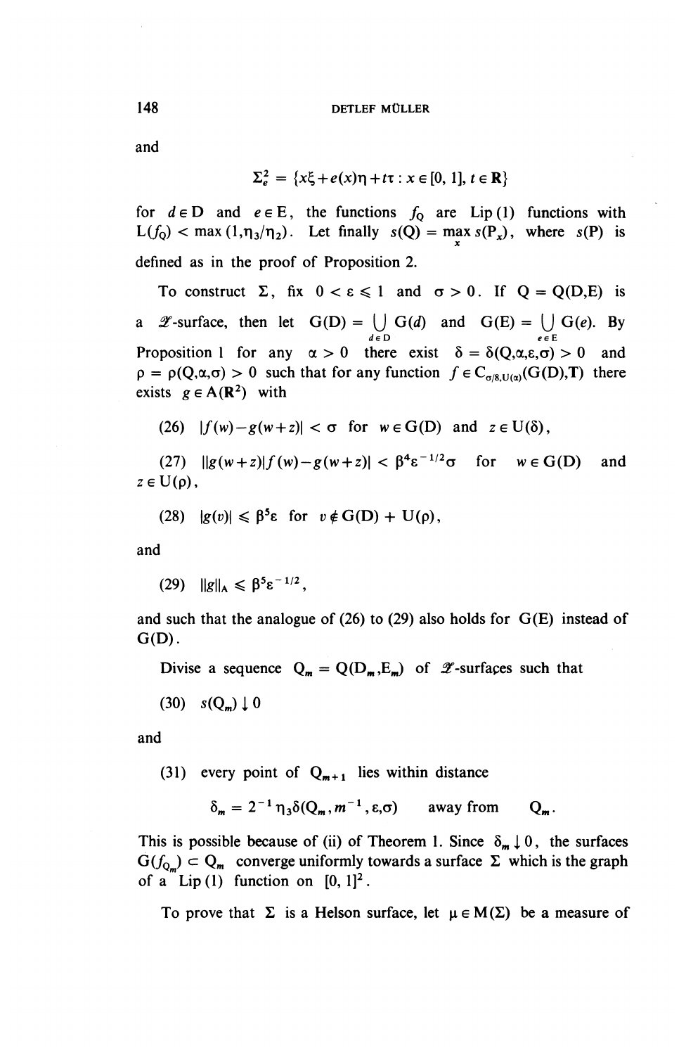and

$$\Sigma_e^2 = \{x\xi + e(x)\eta + t\tau : x \in [0, 1], t \in \mathbf{R}\}$$

for $d \in \mathrm{D}$ and $e \in \mathrm{E}$, the functions $f_{\mathrm{Q}}$ are Lip(1) functions with $\mathrm{L}(f_{\mathrm{Q}}) < \max(1, \eta_3/\eta_2)$. Let finally $s(\mathrm{Q}) = \max_x s(\mathrm{P}_x)$, where $s(\mathrm{P})$ is defined as in the proof of Proposition 2.

To construct $\Sigma$, fix $0 < \varepsilon \leqslant 1$ and $\sigma > 0$. If $\mathrm{Q} = \mathrm{Q}(\mathrm{D},\mathrm{E})$ is a $\mathscr{L}$-surface, then let $\mathrm{G}(\mathrm{D}) = \bigcup_{d \in \mathrm{D}} \mathrm{G}(d)$ and $\mathrm{G}(\mathrm{E}) = \bigcup_{e \in \mathrm{E}} \mathrm{G}(e)$. By Proposition 1 for any $\alpha > 0$ there exist $\delta = \delta(\mathrm{Q},\alpha,\varepsilon,\sigma) > 0$ and $\rho = \rho(\mathrm{Q},\alpha,\sigma) > 0$ such that for any function $f \in \mathrm{C}_{\sigma/8,\mathrm{U}(\alpha)}(\mathrm{G}(\mathrm{D}),\mathrm{T})$ there exists $g \in \mathrm{A}(\mathbf{R}^2)$ with

(26) $|f(w) - g(w+z)| < \sigma$ for $w \in \mathrm{G}(\mathrm{D})$ and $z \in \mathrm{U}(\delta)$,

(27) $\| g(w+z) | f(w) - g(w+z) | < \beta^4 \varepsilon^{-1/2} \sigma$ for $w \in \mathrm{G}(\mathrm{D})$ and $z \in \mathrm{U}(\rho)$,

(28) $|g(v)| \leqslant \beta^5 \varepsilon$ for $v \notin \mathrm{G}(\mathrm{D}) + \mathrm{U}(\rho)$,

and

(29) $\|g\|_{\mathrm{A}} \leqslant \beta^5 \varepsilon^{-1/2}$,

and such that the analogue of (26) to (29) also holds for $\mathrm{G}(\mathrm{E})$ instead of $\mathrm{G}(\mathrm{D})$.

Divise a sequence $\mathrm{Q}_m = \mathrm{Q}(\mathrm{D}_m,\mathrm{E}_m)$ of $\mathscr{L}$-surfaces such that

(30) $s(\mathrm{Q}_m) \downarrow 0$

and

(31) every point of $\mathrm{Q}_{m+1}$ lies within distance

$$\delta_m = 2^{-1}\eta_3\delta(\mathrm{Q}_m, m^{-1}, \varepsilon,\sigma) \quad \text{away from} \quad \mathrm{Q}_m.$$

This is possible because of (ii) of Theorem 1. Since $\delta_m \downarrow 0$, the surfaces $\mathrm{G}(f_{\mathrm{Q}_m}) \subset \mathrm{Q}_m$ converge uniformly towards a surface $\Sigma$ which is the graph of a Lip(1) function on $[0, 1]^2$.

To prove that $\Sigma$ is a Helson surface, let $\mu \in \mathrm{M}(\Sigma)$ be a measure of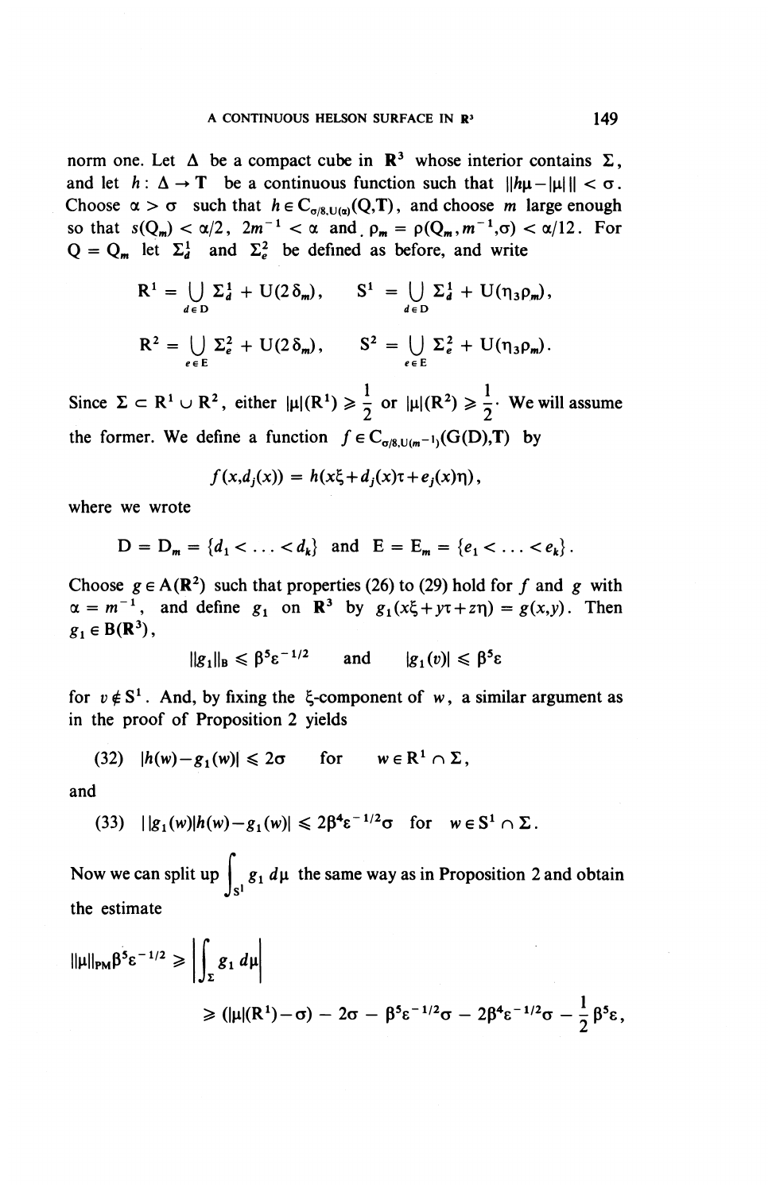norm one. Let $\Delta$ be a compact cube in $\mathbf{R}^3$ whose interior contains $\Sigma$, and let $h: \Delta \to \mathbf{T}$ be a continuous function such that $\|h\mu - |\mu|\| < \sigma$. Choose $\alpha > \sigma$ such that $h \in C_{\sigma/8,U(\alpha)}(Q,\mathbf{T})$, and choose $m$ large enough so that $s(Q_m) < \alpha/2$, $2m^{-1} < \alpha$ and $\rho_m = \rho(Q_m, m^{-1}, \sigma) < \alpha/12$. For $Q = Q_m$ let $\Sigma_d^1$ and $\Sigma_e^2$ be defined as before, and write

$$R^1 = \bigcup_{d\in D} \Sigma_d^1 + U(2\delta_m), \qquad S^1 = \bigcup_{d\in D} \Sigma_d^1 + U(\eta_3\rho_m),$$

$$R^2 = \bigcup_{e\in E} \Sigma_e^2 + U(2\delta_m), \qquad S^2 = \bigcup_{e\in E} \Sigma_e^2 + U(\eta_3\rho_m).$$

Since $\Sigma \subset R^1 \cup R^2$, either $|\mu|(R^1) \geqslant \frac{1}{2}$ or $|\mu|(R^2) \geqslant \frac{1}{2}$. We will assume the former. We define a function $f \in C_{\sigma/8,U(m^{-1})}(G(D),\mathbf{T})$ by

$$f(x,d_j(x)) = h(x\xi + d_j(x)\tau + e_j(x)\eta),$$

where we wrote

$$D = D_m = \{d_1 < \ldots < d_k\} \text{ and } E = E_m = \{e_1 < \ldots < e_k\}.$$

Choose $g \in A(\mathbf{R}^2)$ such that properties (26) to (29) hold for $f$ and $g$ with $\alpha = m^{-1}$, and define $g_1$ on $\mathbf{R}^3$ by $g_1(x\xi + y\tau + z\eta) = g(x,y)$. Then $g_1 \in B(\mathbf{R}^3)$,

$$\|g_1\|_B \leqslant \beta^5\varepsilon^{-1/2} \quad \text{and} \quad |g_1(v)| \leqslant \beta^5\varepsilon$$

for $v \notin S^1$. And, by fixing the $\xi$-component of $w$, a similar argument as in the proof of Proposition 2 yields

(32) $\quad |h(w) - g_1(w)| \leqslant 2\sigma \quad$ for $\quad w \in R^1 \cap \Sigma$,

and

(33) $\quad \big|\,|g_1(w)|h(w) - g_1(w)\big| \leqslant 2\beta^4\varepsilon^{-1/2}\sigma \quad$ for $\quad w \in S^1 \cap \Sigma$.

Now we can split up $\int_{S^1} g_1\, d\mu$ the same way as in Proposition 2 and obtain the estimate

$$\|\mu\|_{PM}\beta^5\varepsilon^{-1/2} \geqslant \left|\int_\Sigma g_1\, d\mu\right|$$

$$\geqslant (|\mu|(R^1) - \sigma) - 2\sigma - \beta^5\varepsilon^{-1/2}\sigma - 2\beta^4\varepsilon^{-1/2}\sigma - \frac{1}{2}\beta^5\varepsilon,$$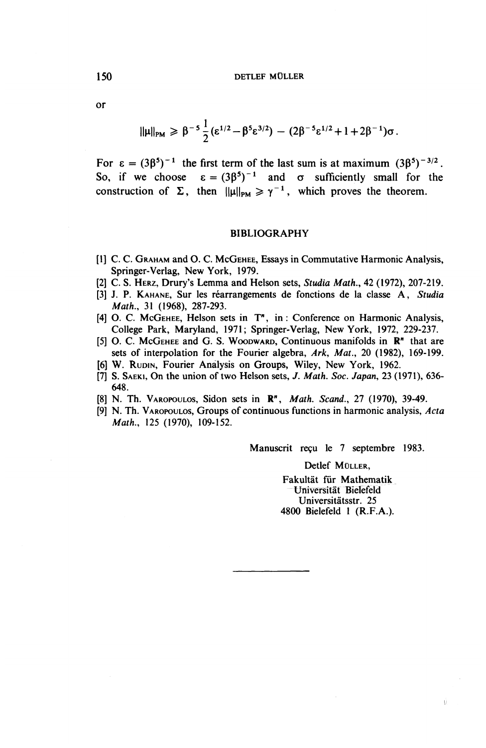or

$$\|\mu\|_{\mathrm{PM}} \geqslant \beta^{-5}\frac{1}{2}(\varepsilon^{1/2}-\beta^5\varepsilon^{3/2}) - (2\beta^{-5}\varepsilon^{1/2}+1+2\beta^{-1})\sigma .$$

For $\varepsilon = (3\beta^5)^{-1}$ the first term of the last sum is at maximum $(3\beta^5)^{-3/2}$. So, if we choose $\varepsilon = (3\beta^5)^{-1}$ and $\sigma$ sufficiently small for the construction of $\Sigma$, then $\|\mu\|_{\mathrm{PM}} \geqslant \gamma^{-1}$, which proves the theorem.

## BIBLIOGRAPHY

[1] C. C. Graham and O. C. McGehee, Essays in Commutative Harmonic Analysis, Springer-Verlag, New York, 1979.

[2] C. S. Herz, Drury's Lemma and Helson sets, *Studia Math.*, 42 (1972), 207-219.

[3] J. P. Kahane, Sur les réarrangements de fonctions de la classe A, *Studia Math.*, 31 (1968), 287-293.

[4] O. C. McGehee, Helson sets in $T^n$, in : Conference on Harmonic Analysis, College Park, Maryland, 1971; Springer-Verlag, New York, 1972, 229-237.

[5] O. C. McGehee and G. S. Woodward, Continuous manifolds in $\mathbf{R}^n$ that are sets of interpolation for the Fourier algebra, *Ark, Mat.*, 20 (1982), 169-199.

[6] W. Rudin, Fourier Analysis on Groups, Wiley, New York, 1962.

[7] S. Saeki, On the union of two Helson sets, *J. Math. Soc. Japan*, 23 (1971), 636-648.

[8] N. Th. Varopoulos, Sidon sets in $\mathbf{R}^n$, *Math. Scand.*, 27 (1970), 39-49.

[9] N. Th. Varopoulos, Groups of continuous functions in harmonic analysis, *Acta Math.*, 125 (1970), 109-152.

Manuscrit reçu le 7 septembre 1983.

Detlef Müller,
Fakultät für Mathematik
Universität Bielefeld
Universitätsstr. 25
4800 Bielefeld 1 (R.F.A.).